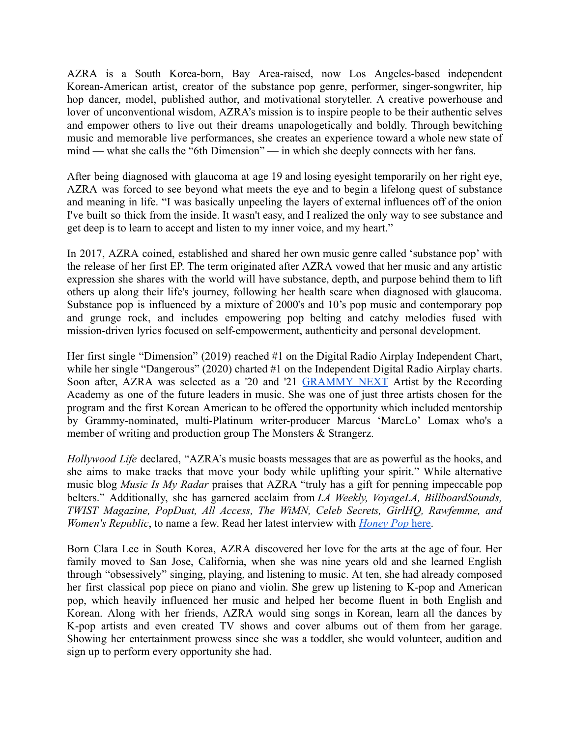AZRA is a South Korea-born, Bay Area-raised, now Los Angeles-based independent Korean-American artist, creator of the substance pop genre, performer, singer-songwriter, hip hop dancer, model, published author, and motivational storyteller. A creative powerhouse and lover of unconventional wisdom, AZRA's mission is to inspire people to be their authentic selves and empower others to live out their dreams unapologetically and boldly. Through bewitching music and memorable live performances, she creates an experience toward a whole new state of mind — what she calls the "6th Dimension" — in which she deeply connects with her fans.

After being diagnosed with glaucoma at age 19 and losing eyesight temporarily on her right eye, AZRA was forced to see beyond what meets the eye and to begin a lifelong quest of substance and meaning in life. "I was basically unpeeling the layers of external influences off of the onion I've built so thick from the inside. It wasn't easy, and I realized the only way to see substance and get deep is to learn to accept and listen to my inner voice, and my heart."

In 2017, AZRA coined, established and shared her own music genre called 'substance pop' with the release of her first EP. The term originated after AZRA vowed that her music and any artistic expression she shares with the world will have substance, depth, and purpose behind them to lift others up along their life's journey, following her health scare when diagnosed with glaucoma. Substance pop is influenced by a mixture of 2000's and 10's pop music and contemporary pop and grunge rock, and includes empowering pop belting and catchy melodies fused with mission-driven lyrics focused on self-empowerment, authenticity and personal development.

Her first single "Dimension" (2019) reached #1 on the Digital Radio Airplay Independent Chart, while her single "Dangerous" (2020) charted #1 on the Independent Digital Radio Airplay charts. Soon after, AZRA was selected as a '20 and '21 GRAMMY NEXT Artist by the Recording Academy as one of the future leaders in music. She was one of just three artists chosen for the program and the first Korean American to be offered the opportunity which included mentorship by Grammy-nominated, multi-Platinum writer-producer Marcus 'MarcLo' Lomax who's a member of writing and production group The Monsters & Strangerz.

*Hollywood Life* declared, "AZRA's music boasts messages that are as powerful as the hooks, and she aims to make tracks that move your body while uplifting your spirit." While alternative music blog *Music Is My Radar* praises that AZRA "truly has a gift for penning impeccable pop belters." Additionally, she has garnered acclaim from *LA Weekly, VoyageLA, BillboardSounds, TWIST Magazine, PopDust, All Access, The WiMN, Celeb Secrets, GirlHQ, Rawfemme, and Women's Republic*, to name a few. Read her latest interview with *Honey Pop* here.

Born Clara Lee in South Korea, AZRA discovered her love for the arts at the age of four. Her family moved to San Jose, California, when she was nine years old and she learned English through "obsessively" singing, playing, and listening to music. At ten, she had already composed her first classical pop piece on piano and violin. She grew up listening to K-pop and American pop, which heavily influenced her music and helped her become fluent in both English and Korean. Along with her friends, AZRA would sing songs in Korean, learn all the dances by K-pop artists and even created TV shows and cover albums out of them from her garage. Showing her entertainment prowess since she was a toddler, she would volunteer, audition and sign up to perform every opportunity she had.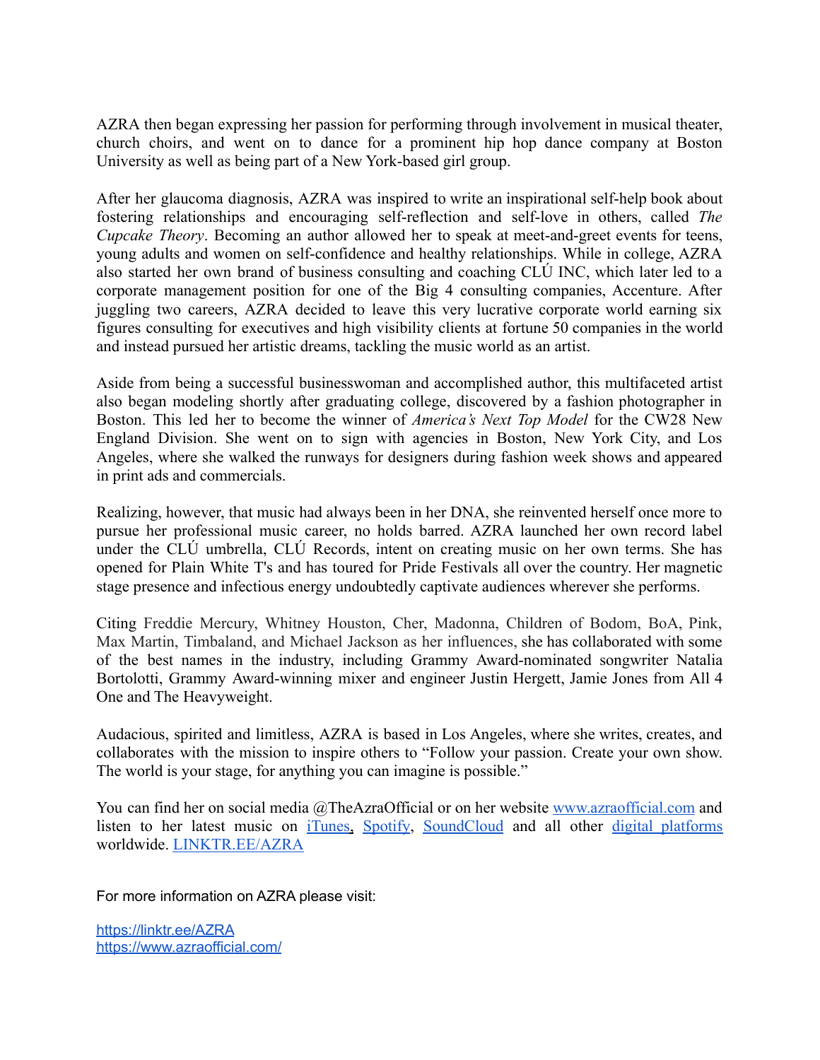AZRA then began expressing her passion for performing through involvement in musical theater, church choirs, and went on to dance for a prominent hip hop dance company at Boston University as well as being part of a New York-based girl group.

After her glaucoma diagnosis, AZRA was inspired to write an inspirational self-help book about fostering relationships and encouraging self-reflection and self-love in others, called *The Cupcake Theory*. Becoming an author allowed her to speak at meet-and-greet events for teens, young adults and women on self-confidence and healthy relationships. While in college, AZRA also started her own brand of business consulting and coaching CLÚ INC, which later led to a corporate management position for one of the Big 4 consulting companies, Accenture. After juggling two careers, AZRA decided to leave this very lucrative corporate world earning six figures consulting for executives and high visibility clients at fortune 50 companies in the world and instead pursued her artistic dreams, tackling the music world as an artist.

Aside from being a successful businesswoman and accomplished author, this multifaceted artist also began modeling shortly after graduating college, discovered by a fashion photographer in Boston. This led her to become the winner of *America's Next Top Model* for the CW28 New England Division. She went on to sign with agencies in Boston, New York City, and Los Angeles, where she walked the runways for designers during fashion week shows and appeared in print ads and commercials.

Realizing, however, that music had always been in her DNA, she reinvented herself once more to pursue her professional music career, no holds barred. AZRA launched her own record label under the CLÚ umbrella, CLÚ Records, intent on creating music on her own terms. She has opened for Plain White T's and has toured for Pride Festivals all over the country. Her magnetic stage presence and infectious energy undoubtedly captivate audiences wherever she performs.

Citing Freddie Mercury, Whitney Houston, Cher, Madonna, Children of Bodom, BoA, Pink, Max Martin, Timbaland, and Michael Jackson as her influences, she has collaborated with some of the best names in the industry, including Grammy Award-nominated songwriter Natalia Bortolotti, Grammy Award-winning mixer and engineer Justin Hergett, Jamie Jones from All 4 One and The Heavyweight.

Audacious, spirited and limitless, AZRA is based in Los Angeles, where she writes, creates, and collaborates with the mission to inspire others to "Follow your passion. Create your own show. The world is your stage, for anything you can imagine is possible."

You can find her on social media @TheAzraOfficial or on her website [www.azraofficial.com](www.azraofficial.com) and listen to her latest music on [iTunes](), [Spotify](), [SoundCloud]() and all other [digital platforms]() worldwide. [LINKTR.EE/AZRA]()

For more information on AZRA please visit:

[https://linktr.ee/AZRA](https://linktr.ee/AZRA)
[https://www.azraofficial.com/](https://www.azraofficial.com/)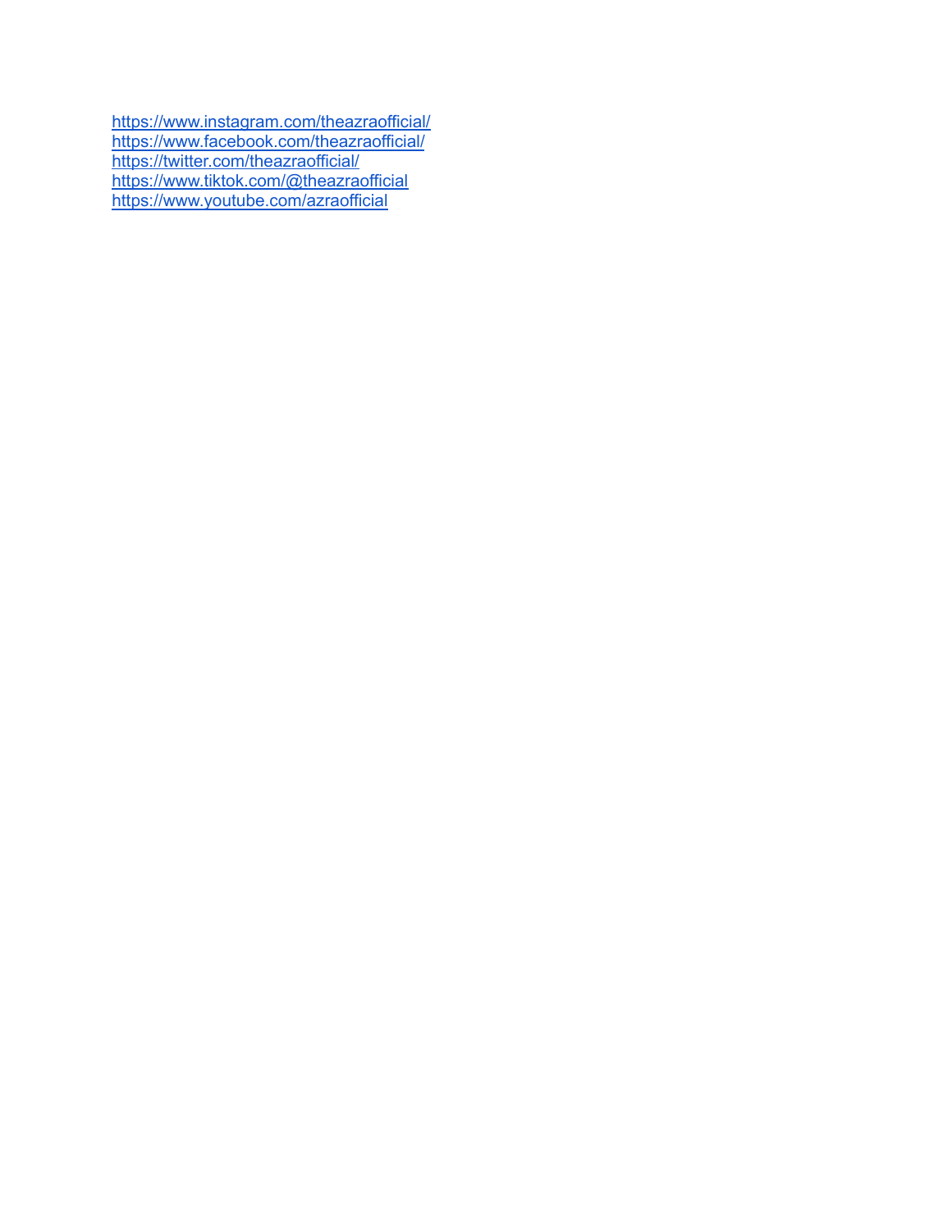https://www.instagram.com/theazraofficial/
https://www.facebook.com/theazraofficial/
https://twitter.com/theazraofficial/
https://www.tiktok.com/@theazraofficial
https://www.youtube.com/azraofficial